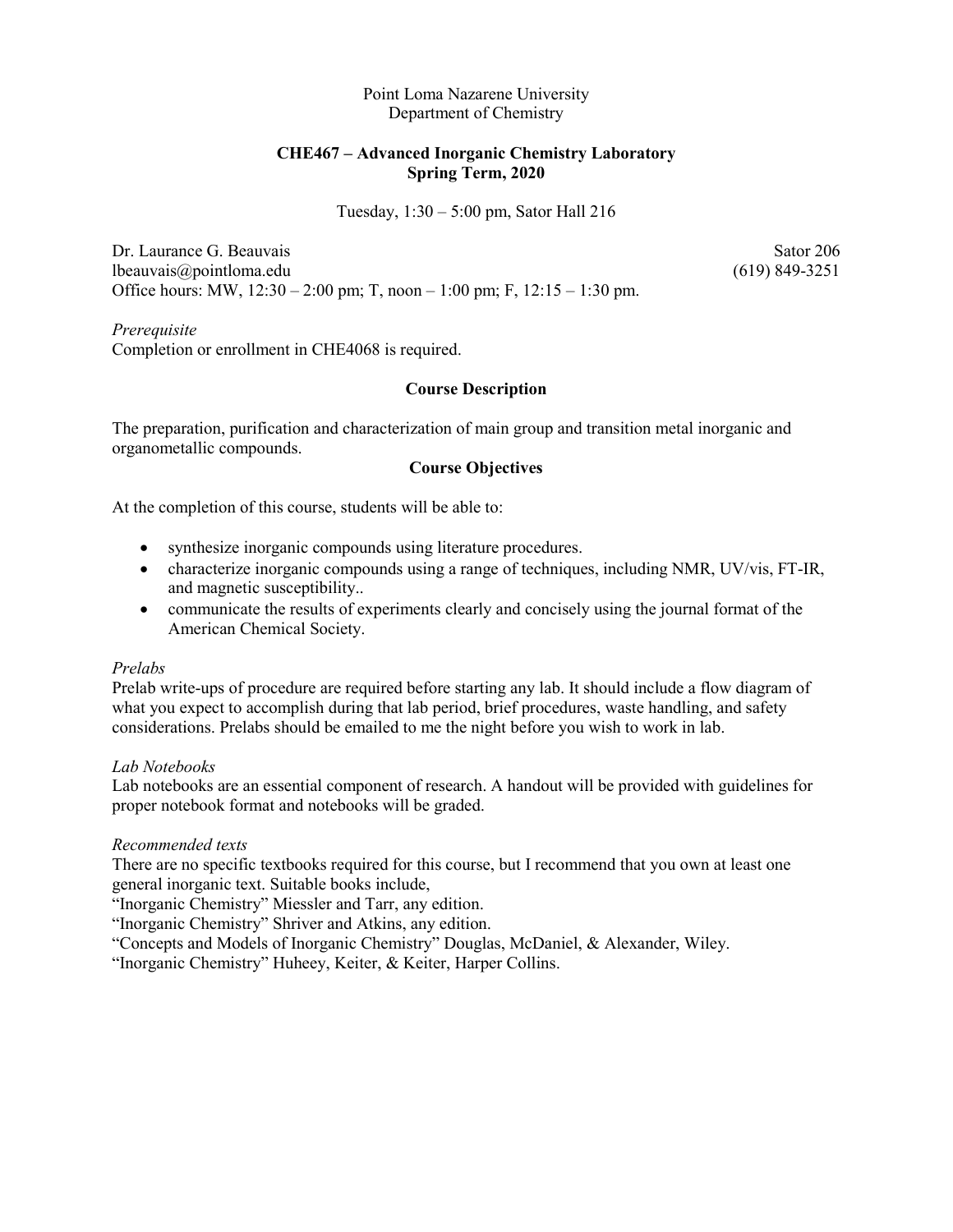Point Loma Nazarene University
Department of Chemistry

**CHE467 – Advanced Inorganic Chemistry Laboratory**
**Spring Term, 2020**

Tuesday, 1:30 – 5:00 pm, Sator Hall 216

Dr. Laurance G. Beauvais — Sator 206
lbeauvais@pointloma.edu — (619) 849-3251
Office hours: MW, 12:30 – 2:00 pm; T, noon – 1:00 pm; F, 12:15 – 1:30 pm.

*Prerequisite*
Completion or enrollment in CHE4068 is required.

## Course Description

The preparation, purification and characterization of main group and transition metal inorganic and organometallic compounds.

## Course Objectives

At the completion of this course, students will be able to:

- synthesize inorganic compounds using literature procedures.
- characterize inorganic compounds using a range of techniques, including NMR, UV/vis, FT-IR, and magnetic susceptibility..
- communicate the results of experiments clearly and concisely using the journal format of the American Chemical Society.

*Prelabs*
Prelab write-ups of procedure are required before starting any lab. It should include a flow diagram of what you expect to accomplish during that lab period, brief procedures, waste handling, and safety considerations. Prelabs should be emailed to me the night before you wish to work in lab.

*Lab Notebooks*
Lab notebooks are an essential component of research. A handout will be provided with guidelines for proper notebook format and notebooks will be graded.

*Recommended texts*
There are no specific textbooks required for this course, but I recommend that you own at least one general inorganic text. Suitable books include,
"Inorganic Chemistry" Miessler and Tarr, any edition.
"Inorganic Chemistry" Shriver and Atkins, any edition.
"Concepts and Models of Inorganic Chemistry" Douglas, McDaniel, & Alexander, Wiley.
"Inorganic Chemistry" Huheey, Keiter, & Keiter, Harper Collins.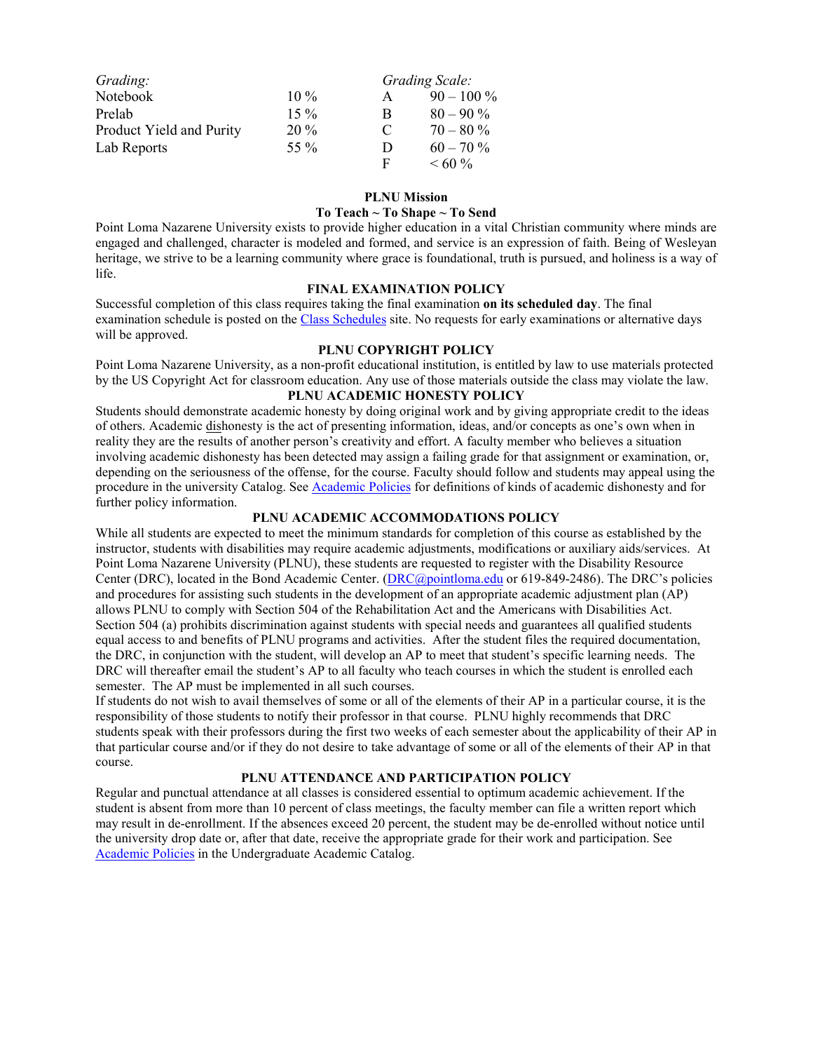| *Grading:* | | *Grading Scale:* | |
|---|---|---|---|
| Notebook | 10 % | A | 90 – 100 % |
| Prelab | 15 % | B | 80 – 90 % |
| Product Yield and Purity | 20 % | C | 70 – 80 % |
| Lab Reports | 55 % | D | 60 – 70 % |
| | | F | < 60 % |

**PLNU Mission**

**To Teach ~ To Shape ~ To Send**

Point Loma Nazarene University exists to provide higher education in a vital Christian community where minds are engaged and challenged, character is modeled and formed, and service is an expression of faith. Being of Wesleyan heritage, we strive to be a learning community where grace is foundational, truth is pursued, and holiness is a way of life.

**FINAL EXAMINATION POLICY**

Successful completion of this class requires taking the final examination **on its scheduled day**. The final examination schedule is posted on the Class Schedules site. No requests for early examinations or alternative days will be approved.

**PLNU COPYRIGHT POLICY**

Point Loma Nazarene University, as a non-profit educational institution, is entitled by law to use materials protected by the US Copyright Act for classroom education. Any use of those materials outside the class may violate the law.

**PLNU ACADEMIC HONESTY POLICY**

Students should demonstrate academic honesty by doing original work and by giving appropriate credit to the ideas of others. Academic dishonesty is the act of presenting information, ideas, and/or concepts as one's own when in reality they are the results of another person's creativity and effort. A faculty member who believes a situation involving academic dishonesty has been detected may assign a failing grade for that assignment or examination, or, depending on the seriousness of the offense, for the course. Faculty should follow and students may appeal using the procedure in the university Catalog. See Academic Policies for definitions of kinds of academic dishonesty and for further policy information.

**PLNU ACADEMIC ACCOMMODATIONS POLICY**

While all students are expected to meet the minimum standards for completion of this course as established by the instructor, students with disabilities may require academic adjustments, modifications or auxiliary aids/services. At Point Loma Nazarene University (PLNU), these students are requested to register with the Disability Resource Center (DRC), located in the Bond Academic Center. (DRC@pointloma.edu or 619-849-2486). The DRC's policies and procedures for assisting such students in the development of an appropriate academic adjustment plan (AP) allows PLNU to comply with Section 504 of the Rehabilitation Act and the Americans with Disabilities Act. Section 504 (a) prohibits discrimination against students with special needs and guarantees all qualified students equal access to and benefits of PLNU programs and activities. After the student files the required documentation, the DRC, in conjunction with the student, will develop an AP to meet that student's specific learning needs. The DRC will thereafter email the student's AP to all faculty who teach courses in which the student is enrolled each semester. The AP must be implemented in all such courses.

If students do not wish to avail themselves of some or all of the elements of their AP in a particular course, it is the responsibility of those students to notify their professor in that course. PLNU highly recommends that DRC students speak with their professors during the first two weeks of each semester about the applicability of their AP in that particular course and/or if they do not desire to take advantage of some or all of the elements of their AP in that course.

**PLNU ATTENDANCE AND PARTICIPATION POLICY**

Regular and punctual attendance at all classes is considered essential to optimum academic achievement. If the student is absent from more than 10 percent of class meetings, the faculty member can file a written report which may result in de-enrollment. If the absences exceed 20 percent, the student may be de-enrolled without notice until the university drop date or, after that date, receive the appropriate grade for their work and participation. See Academic Policies in the Undergraduate Academic Catalog.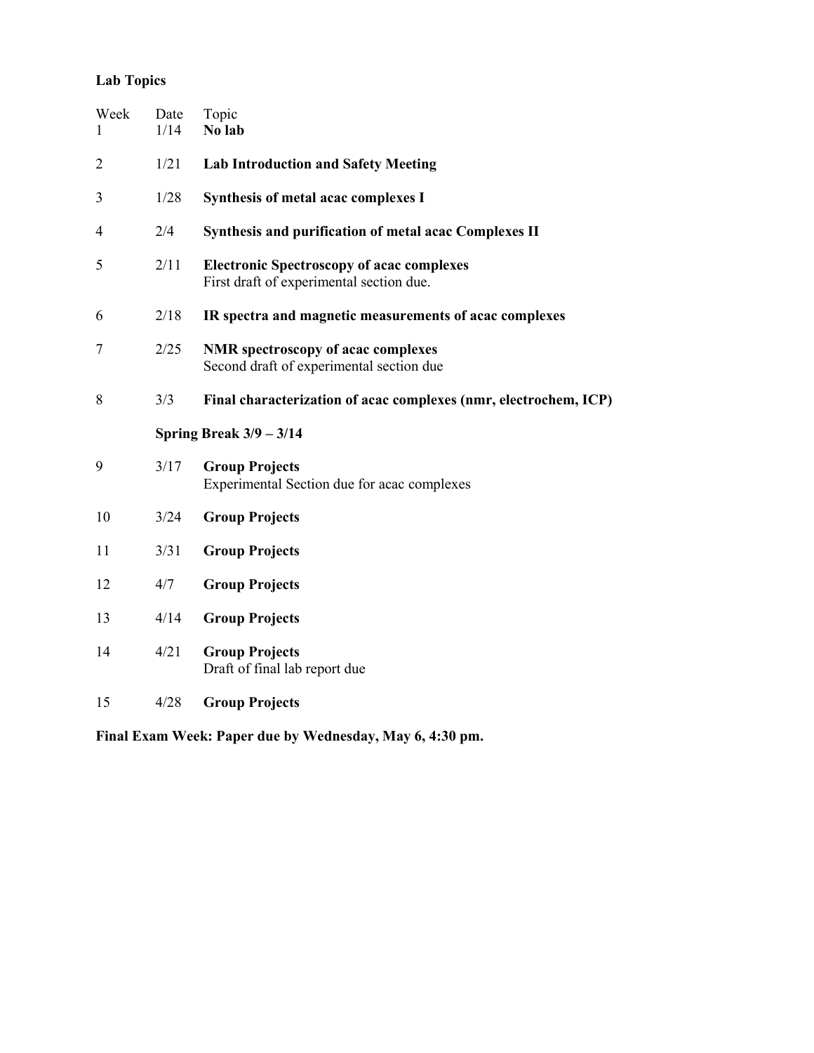**Lab Topics**

| Week | Date | Topic |
|---|---|---|
| 1 | 1/14 | **No lab** |
| 2 | 1/21 | **Lab Introduction and Safety Meeting** |
| 3 | 1/28 | **Synthesis of metal acac complexes I** |
| 4 | 2/4 | **Synthesis and purification of metal acac Complexes II** |
| 5 | 2/11 | **Electronic Spectroscopy of acac complexes**<br>First draft of experimental section due. |
| 6 | 2/18 | **IR spectra and magnetic measurements of acac complexes** |
| 7 | 2/25 | **NMR spectroscopy of acac complexes**<br>Second draft of experimental section due |
| 8 | 3/3 | **Final characterization of acac complexes (nmr, electrochem, ICP)** |
| | | **Spring Break 3/9 – 3/14** |
| 9 | 3/17 | **Group Projects**<br>Experimental Section due for acac complexes |
| 10 | 3/24 | **Group Projects** |
| 11 | 3/31 | **Group Projects** |
| 12 | 4/7 | **Group Projects** |
| 13 | 4/14 | **Group Projects** |
| 14 | 4/21 | **Group Projects**<br>Draft of final lab report due |
| 15 | 4/28 | **Group Projects** |

**Final Exam Week: Paper due by Wednesday, May 6, 4:30 pm.**